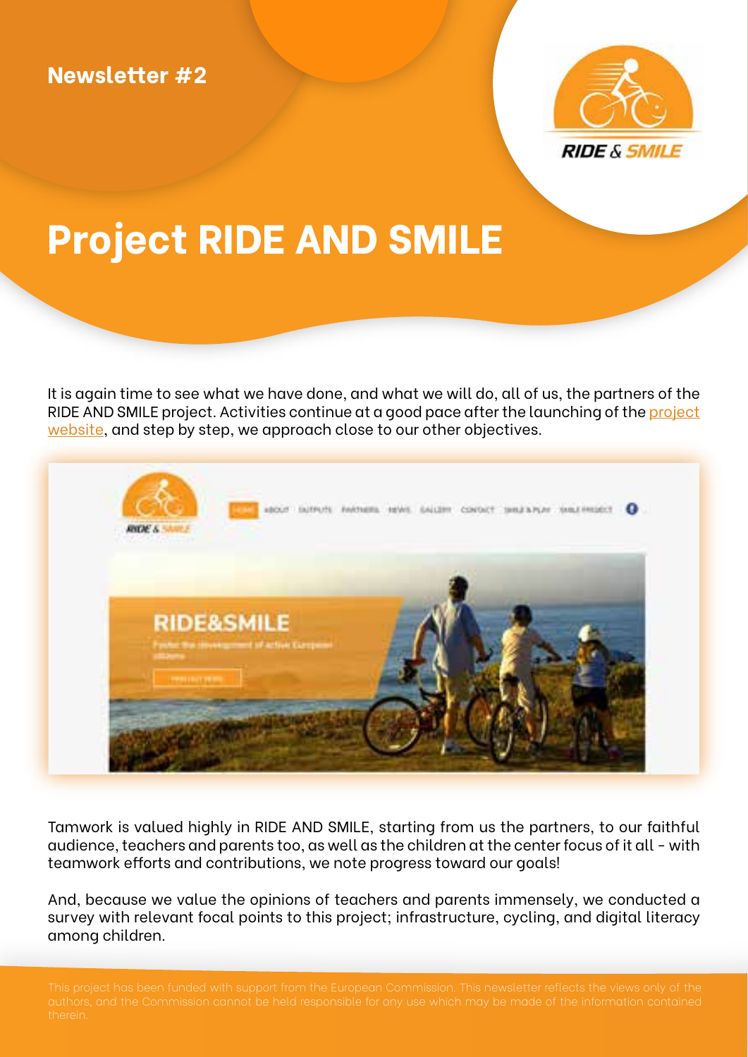Newsletter #2

# Project RIDE AND SMILE

It is again time to see what we have done, and what we will do, all of us, the partners of the RIDE AND SMILE project. Activities continue at a good pace after the launching of the project website, and step by step, we approach close to our other objectives.

Tamwork is valued highly in RIDE AND SMILE, starting from us the partners, to our faithful audience, teachers and parents too, as well as the children at the center focus of it all - with teamwork efforts and contributions, we note progress toward our goals!

And, because we value the opinions of teachers and parents immensely, we conducted a survey with relevant focal points to this project; infrastructure, cycling, and digital literacy among children.

This project has been funded with support from the European Commission. This newsletter reflects the views only of the authors, and the Commission cannot be held responsible for any use which may be made of the information contained therein.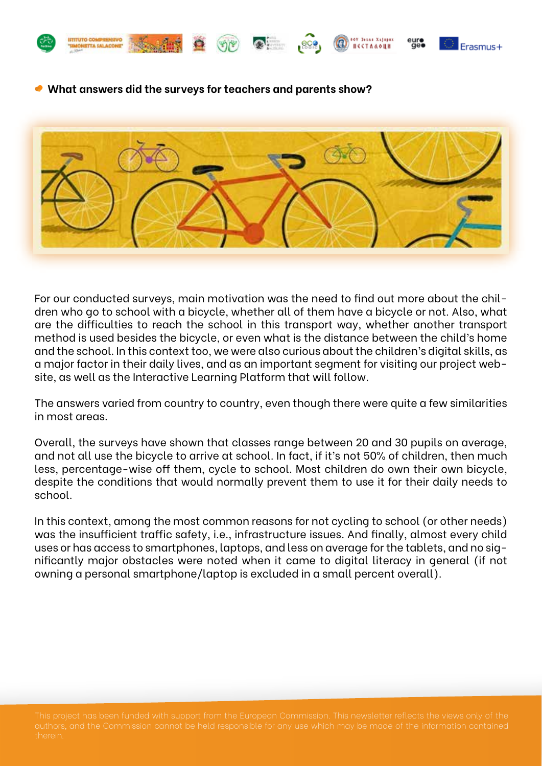## What answers did the surveys for teachers and parents show?

For our conducted surveys, main motivation was the need to find out more about the children who go to school with a bicycle, whether all of them have a bicycle or not. Also, what are the difficulties to reach the school in this transport way, whether another transport method is used besides the bicycle, or even what is the distance between the child's home and the school. In this context too, we were also curious about the children's digital skills, as a major factor in their daily lives, and as an important segment for visiting our project website, as well as the Interactive Learning Platform that will follow.

The answers varied from country to country, even though there were quite a few similarities in most areas.

Overall, the surveys have shown that classes range between 20 and 30 pupils on average, and not all use the bicycle to arrive at school. In fact, if it's not 50% of children, then much less, percentage-wise off them, cycle to school. Most children do own their own bicycle, despite the conditions that would normally prevent them to use it for their daily needs to school.

In this context, among the most common reasons for not cycling to school (or other needs) was the insufficient traffic safety, i.e., infrastructure issues. And finally, almost every child uses or has access to smartphones, laptops, and less on average for the tablets, and no significantly major obstacles were noted when it came to digital literacy in general (if not owning a personal smartphone/laptop is excluded in a small percent overall).

This project has been funded with support from the European Commission. This newsletter reflects the views only of the authors, and the Commission cannot be held responsible for any use which may be made of the information contained therein.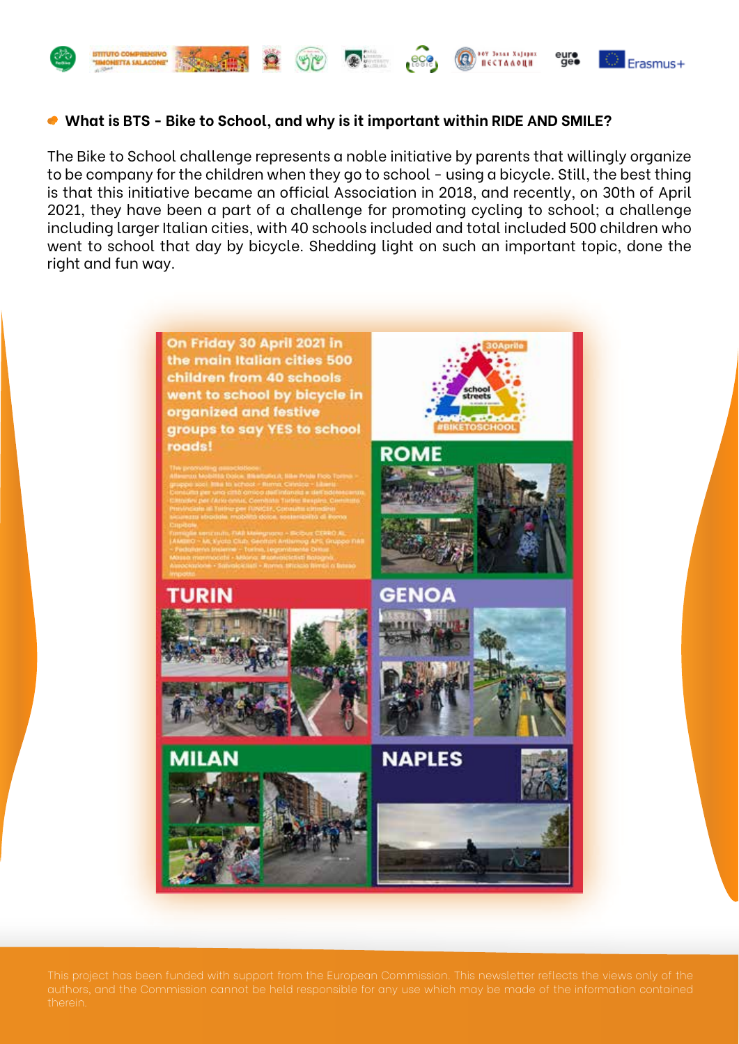### What is BTS - Bike to School, and why is it important within RIDE AND SMILE?

The Bike to School challenge represents a noble initiative by parents that willingly organize to be company for the children when they go to school - using a bicycle. Still, the best thing is that this initiative became an official Association in 2018, and recently, on 30th of April 2021, they have been a part of a challenge for promoting cycling to school; a challenge including larger Italian cities, with 40 schools included and total included 500 children who went to school that day by bicycle. Shedding light on such an important topic, done the right and fun way.

On Friday 30 April 2021 in the main Italian cities 500 children from 40 schools went to school by bicycle in organized and festive groups to say YES to school roads!

ROME

TURIN

GENOA

MILAN

NAPLES

This project has been funded with support from the European Commission. This newsletter reflects the views only of the authors, and the Commission cannot be held responsible for any use which may be made of the information contained therein.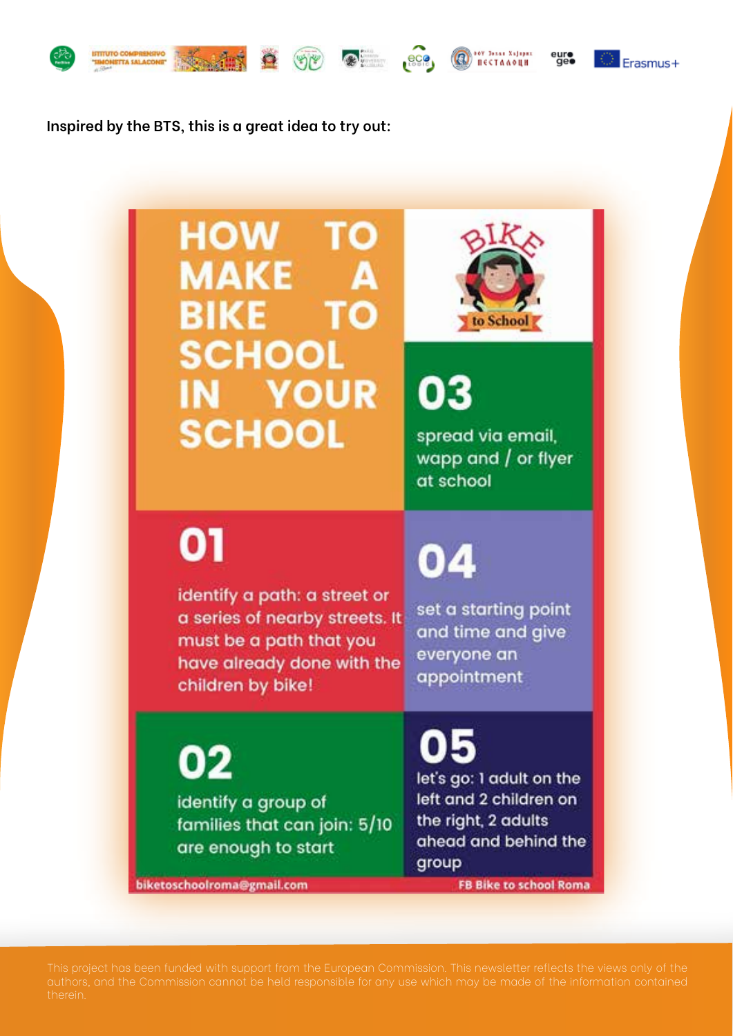**Inspired by the BTS, this is a great idea to try out:**

# HOW TO MAKE A BIKE TO SCHOOL IN YOUR SCHOOL

BIKE to School

## 01

identify a path: a street or a series of nearby streets. It must be a path that you have already done with the children by bike!

## 02

identify a group of families that can join: 5/10 are enough to start

## 03

spread via email, wapp and / or flyer at school

## 04

set a starting point and time and give everyone an appointment

## 05

let's go: 1 adult on the left and 2 children on the right, 2 adults ahead and behind the group

biketoschoolroma@gmail.com

FB Bike to school Roma

This project has been funded with support from the European Commission. This newsletter reflects the views only of the authors, and the Commission cannot be held responsible for any use which may be made of the information contained therein.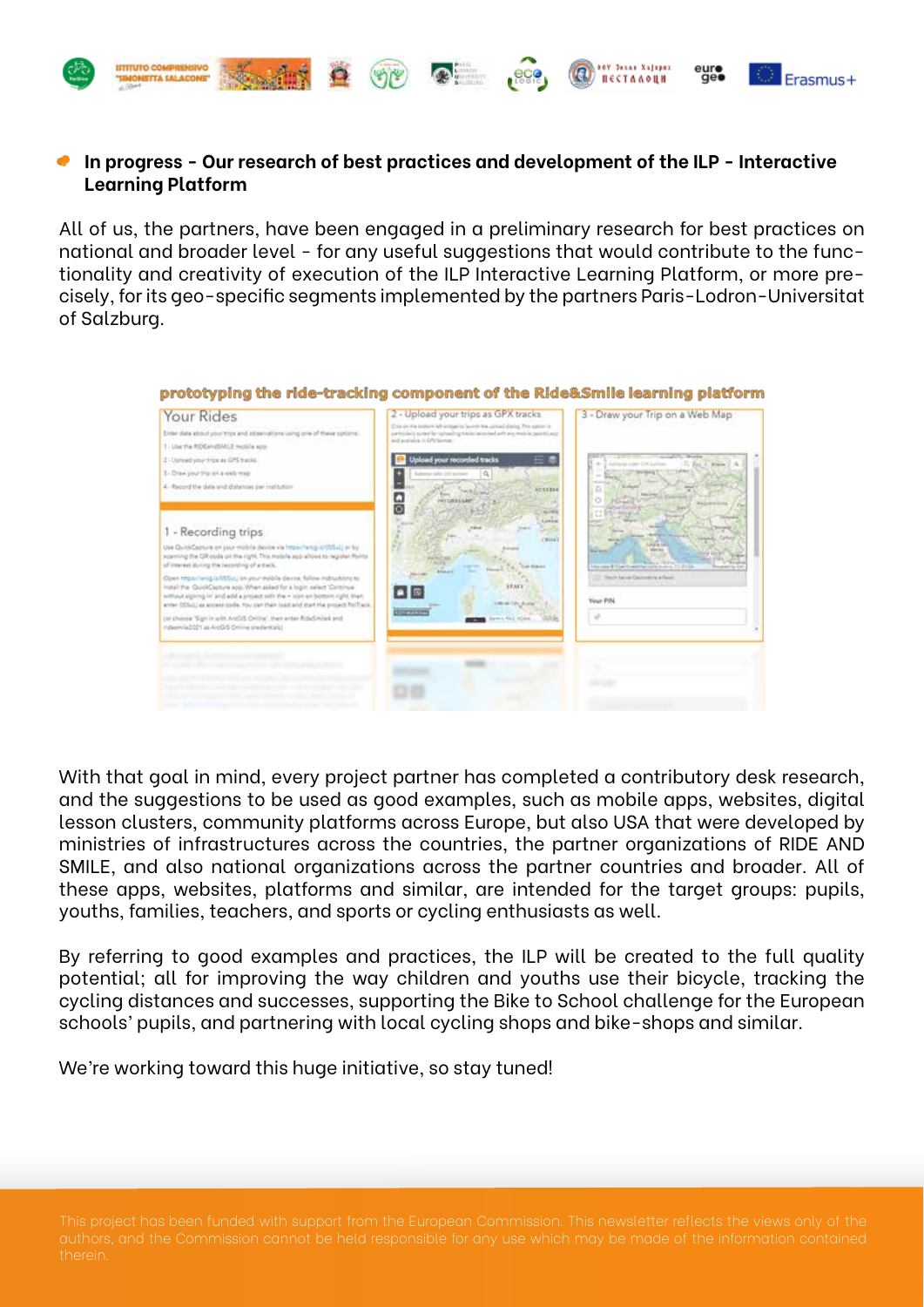## In progress - Our research of best practices and development of the ILP - Interactive Learning Platform

All of us, the partners, have been engaged in a preliminary research for best practices on national and broader level - for any useful suggestions that would contribute to the functionality and creativity of execution of the ILP Interactive Learning Platform, or more precisely, for its geo-specific segments implemented by the partners Paris-Lodron-Universitat of Salzburg.

prototyping the ride-tracking component of the Ride&Smile learning platform

With that goal in mind, every project partner has completed a contributory desk research, and the suggestions to be used as good examples, such as mobile apps, websites, digital lesson clusters, community platforms across Europe, but also USA that were developed by ministries of infrastructures across the countries, the partner organizations of RIDE AND SMILE, and also national organizations across the partner countries and broader. All of these apps, websites, platforms and similar, are intended for the target groups: pupils, youths, families, teachers, and sports or cycling enthusiasts as well.

By referring to good examples and practices, the ILP will be created to the full quality potential; all for improving the way children and youths use their bicycle, tracking the cycling distances and successes, supporting the Bike to School challenge for the European schools' pupils, and partnering with local cycling shops and bike-shops and similar.

We're working toward this huge initiative, so stay tuned!

This project has been funded with support from the European Commission. This newsletter reflects the views only of the authors, and the Commission cannot be held responsible for any use which may be made of the information contained therein.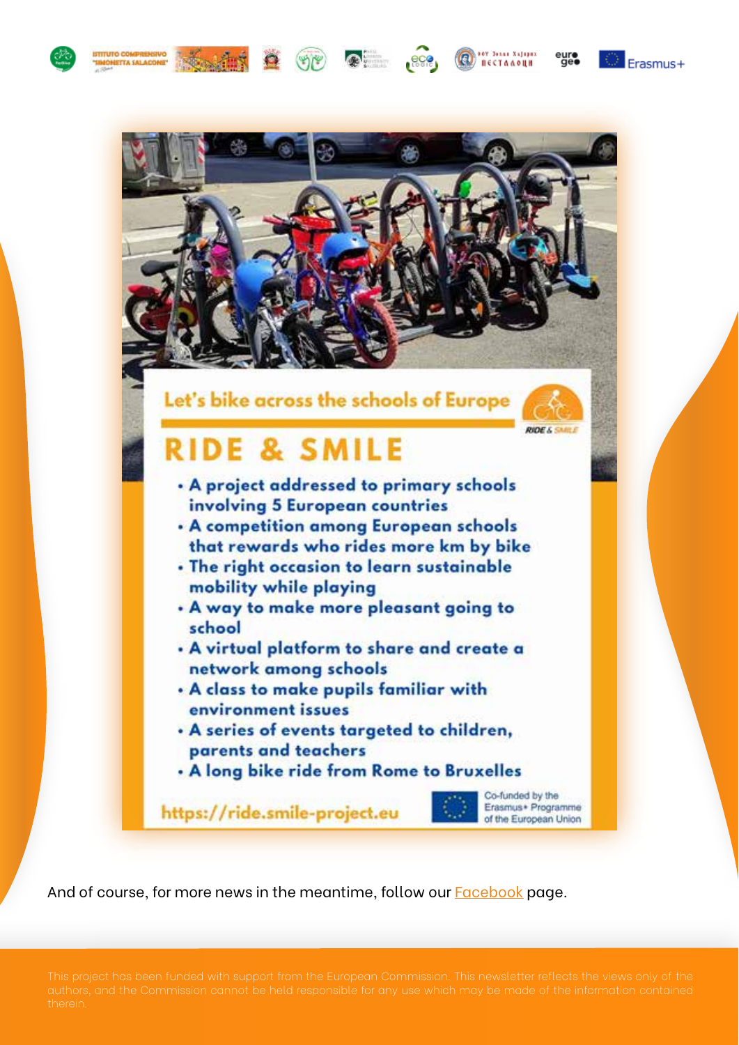Let's bike across the schools of Europe

# RIDE & SMILE

- A project addressed to primary schools involving 5 European countries
- A competition among European schools that rewards who rides more km by bike
- The right occasion to learn sustainable mobility while playing
- A way to make more pleasant going to school
- A virtual platform to share and create a network among schools
- A class to make pupils familiar with environment issues
- A series of events targeted to children, parents and teachers
- A long bike ride from Rome to Bruxelles

https://ride.smile-project.eu

Co-funded by the Erasmus+ Programme of the European Union

And of course, for more news in the meantime, follow our Facebook page.

This project has been funded with support from the European Commission. This newsletter reflects the views only of the authors, and the Commission cannot be held responsible for any use which may be made of the information contained therein.